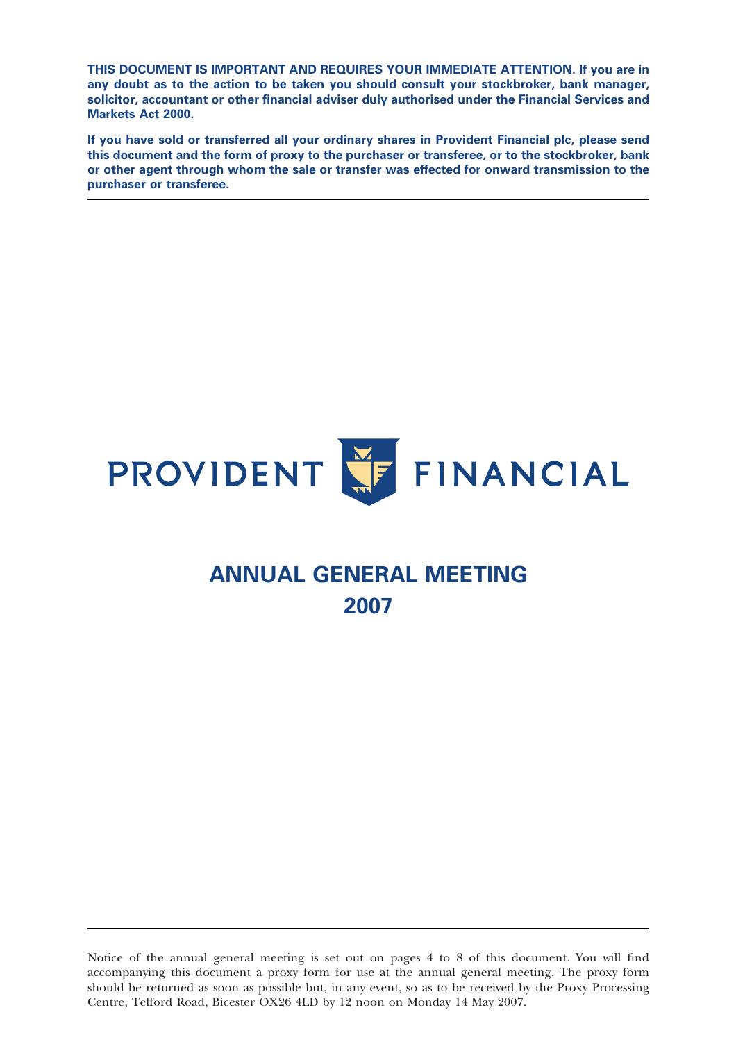**THIS DOCUMENT IS IMPORTANT AND REQUIRES YOUR IMMEDIATE ATTENTION. If you are in any doubt as to the action to be taken you should consult your stockbroker, bank manager, solicitor, accountant or other financial adviser duly authorised under the Financial Services and Markets Act 2000.**

**If you have sold or transferred all your ordinary shares in Provident Financial plc, please send this document and the form of proxy to the purchaser or transferee, or to the stockbroker, bank or other agent through whom the sale or transfer was effected for onward transmission to the purchaser or transferee.**

---

PROVIDENT FINANCIAL

# ANNUAL GENERAL MEETING
# 2007

---

Notice of the annual general meeting is set out on pages 4 to 8 of this document. You will find accompanying this document a proxy form for use at the annual general meeting. The proxy form should be returned as soon as possible but, in any event, so as to be received by the Proxy Processing Centre, Telford Road, Bicester OX26 4LD by 12 noon on Monday 14 May 2007.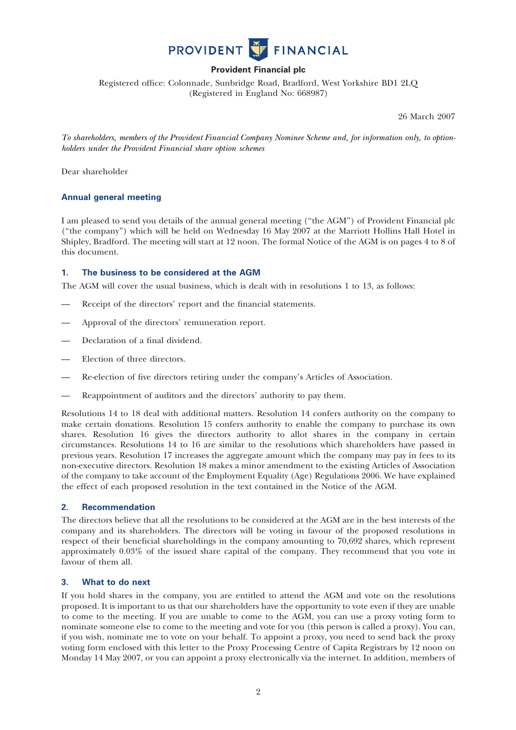# PROVIDENT FINANCIAL

**Provident Financial plc**

Registered office: Colonnade, Sunbridge Road, Bradford, West Yorkshire BD1 2LQ
(Registered in England No: 668987)

26 March 2007

*To shareholders, members of the Provident Financial Company Nominee Scheme and, for information only, to option-holders under the Provident Financial share option schemes*

Dear shareholder

## Annual general meeting

I am pleased to send you details of the annual general meeting ("the AGM") of Provident Financial plc ("the company") which will be held on Wednesday 16 May 2007 at the Marriott Hollins Hall Hotel in Shipley, Bradford. The meeting will start at 12 noon. The formal Notice of the AGM is on pages 4 to 8 of this document.

### 1. The business to be considered at the AGM

The AGM will cover the usual business, which is dealt with in resolutions 1 to 13, as follows:

- Receipt of the directors' report and the financial statements.
- Approval of the directors' remuneration report.
- Declaration of a final dividend.
- Election of three directors.
- Re-election of five directors retiring under the company's Articles of Association.
- Reappointment of auditors and the directors' authority to pay them.

Resolutions 14 to 18 deal with additional matters. Resolution 14 confers authority on the company to make certain donations. Resolution 15 confers authority to enable the company to purchase its own shares. Resolution 16 gives the directors authority to allot shares in the company in certain circumstances. Resolutions 14 to 16 are similar to the resolutions which shareholders have passed in previous years. Resolution 17 increases the aggregate amount which the company may pay in fees to its non-executive directors. Resolution 18 makes a minor amendment to the existing Articles of Association of the company to take account of the Employment Equality (Age) Regulations 2006. We have explained the effect of each proposed resolution in the text contained in the Notice of the AGM.

### 2. Recommendation

The directors believe that all the resolutions to be considered at the AGM are in the best interests of the company and its shareholders. The directors will be voting in favour of the proposed resolutions in respect of their beneficial shareholdings in the company amounting to 70,692 shares, which represent approximately 0.03% of the issued share capital of the company. They recommend that you vote in favour of them all.

### 3. What to do next

If you hold shares in the company, you are entitled to attend the AGM and vote on the resolutions proposed. It is important to us that our shareholders have the opportunity to vote even if they are unable to come to the meeting. If you are unable to come to the AGM, you can use a proxy voting form to nominate someone else to come to the meeting and vote for you (this person is called a proxy). You can, if you wish, nominate me to vote on your behalf. To appoint a proxy, you need to send back the proxy voting form enclosed with this letter to the Proxy Processing Centre of Capita Registrars by 12 noon on Monday 14 May 2007, or you can appoint a proxy electronically via the internet. In addition, members of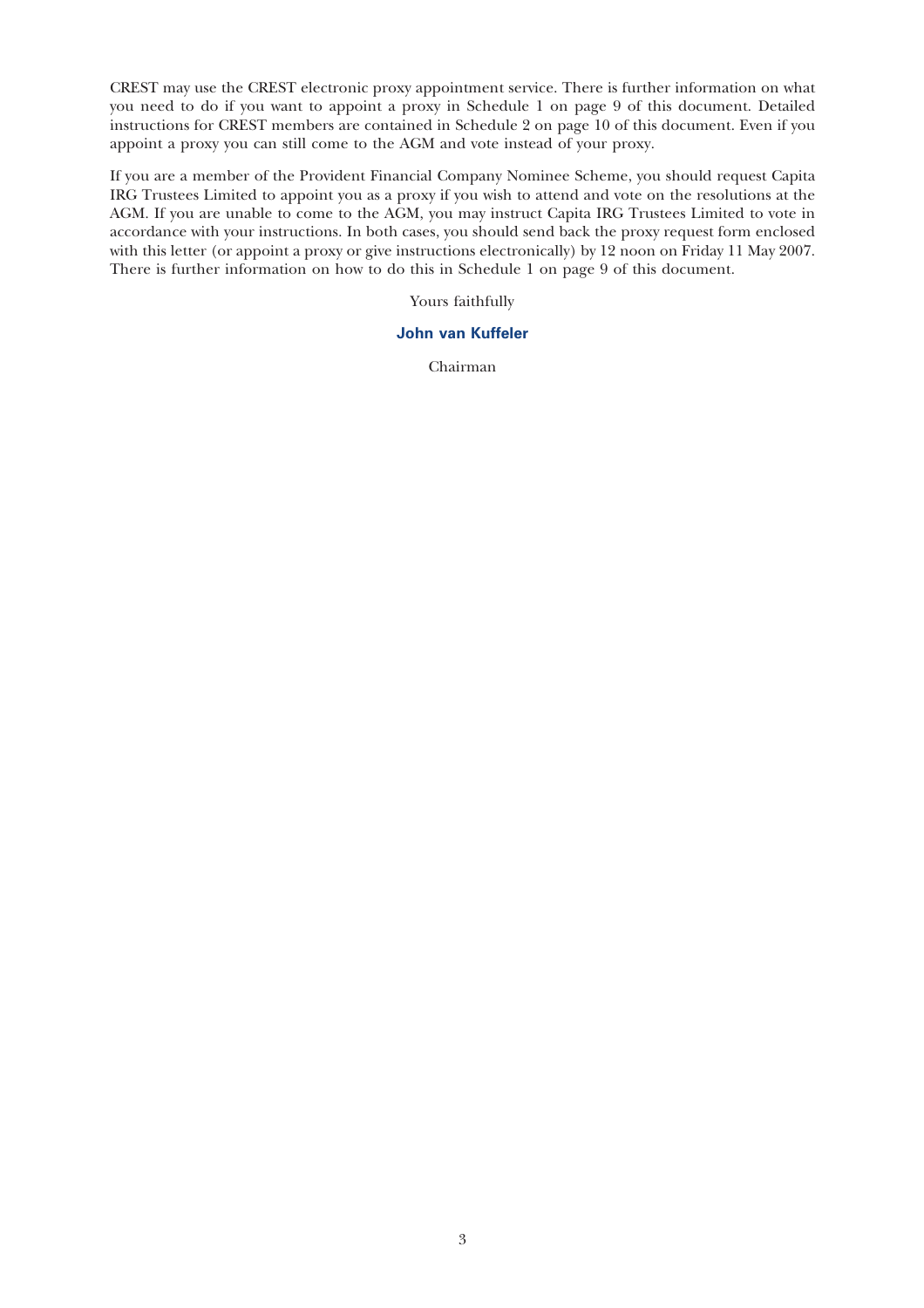CREST may use the CREST electronic proxy appointment service. There is further information on what you need to do if you want to appoint a proxy in Schedule 1 on page 9 of this document. Detailed instructions for CREST members are contained in Schedule 2 on page 10 of this document. Even if you appoint a proxy you can still come to the AGM and vote instead of your proxy.

If you are a member of the Provident Financial Company Nominee Scheme, you should request Capita IRG Trustees Limited to appoint you as a proxy if you wish to attend and vote on the resolutions at the AGM. If you are unable to come to the AGM, you may instruct Capita IRG Trustees Limited to vote in accordance with your instructions. In both cases, you should send back the proxy request form enclosed with this letter (or appoint a proxy or give instructions electronically) by 12 noon on Friday 11 May 2007. There is further information on how to do this in Schedule 1 on page 9 of this document.

Yours faithfully

**John van Kuffeler**

Chairman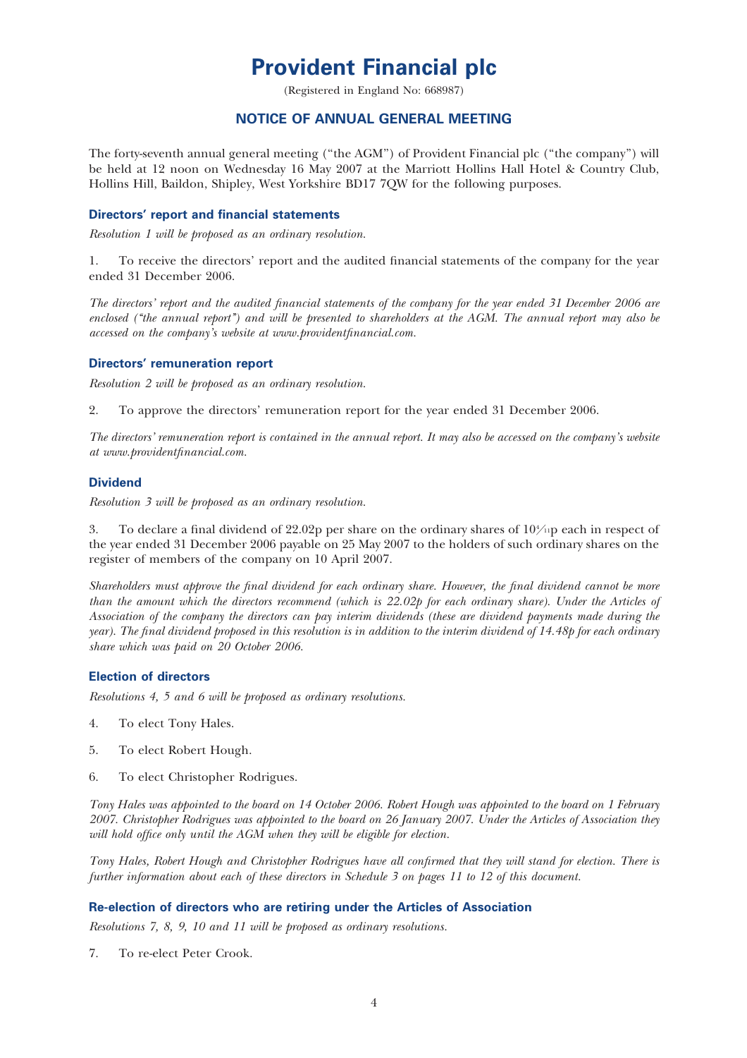# Provident Financial plc

(Registered in England No: 668987)

## NOTICE OF ANNUAL GENERAL MEETING

The forty-seventh annual general meeting ("the AGM") of Provident Financial plc ("the company") will be held at 12 noon on Wednesday 16 May 2007 at the Marriott Hollins Hall Hotel & Country Club, Hollins Hill, Baildon, Shipley, West Yorkshire BD17 7QW for the following purposes.

### Directors' report and financial statements

*Resolution 1 will be proposed as an ordinary resolution.*

1. To receive the directors' report and the audited financial statements of the company for the year ended 31 December 2006.

*The directors' report and the audited financial statements of the company for the year ended 31 December 2006 are enclosed ("the annual report") and will be presented to shareholders at the AGM. The annual report may also be accessed on the company's website at www.providentfinancial.com.*

### Directors' remuneration report

*Resolution 2 will be proposed as an ordinary resolution.*

2. To approve the directors' remuneration report for the year ended 31 December 2006.

*The directors' remuneration report is contained in the annual report. It may also be accessed on the company's website at www.providentfinancial.com.*

### Dividend

*Resolution 3 will be proposed as an ordinary resolution.*

3. To declare a final dividend of 22.02p per share on the ordinary shares of 10 4/11p each in respect of the year ended 31 December 2006 payable on 25 May 2007 to the holders of such ordinary shares on the register of members of the company on 10 April 2007.

*Shareholders must approve the final dividend for each ordinary share. However, the final dividend cannot be more than the amount which the directors recommend (which is 22.02p for each ordinary share). Under the Articles of Association of the company the directors can pay interim dividends (these are dividend payments made during the year). The final dividend proposed in this resolution is in addition to the interim dividend of 14.48p for each ordinary share which was paid on 20 October 2006.*

### Election of directors

*Resolutions 4, 5 and 6 will be proposed as ordinary resolutions.*

4. To elect Tony Hales.

5. To elect Robert Hough.

6. To elect Christopher Rodrigues.

*Tony Hales was appointed to the board on 14 October 2006. Robert Hough was appointed to the board on 1 February 2007. Christopher Rodrigues was appointed to the board on 26 January 2007. Under the Articles of Association they will hold office only until the AGM when they will be eligible for election.*

*Tony Hales, Robert Hough and Christopher Rodrigues have all confirmed that they will stand for election. There is further information about each of these directors in Schedule 3 on pages 11 to 12 of this document.*

### Re-election of directors who are retiring under the Articles of Association

*Resolutions 7, 8, 9, 10 and 11 will be proposed as ordinary resolutions.*

7. To re-elect Peter Crook.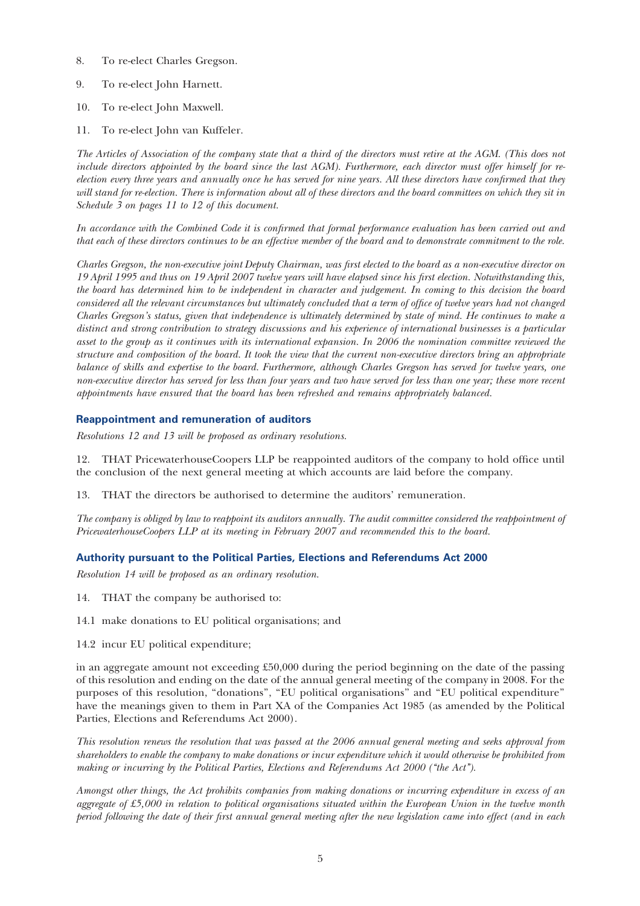8. To re-elect Charles Gregson.

9. To re-elect John Harnett.

10. To re-elect John Maxwell.

11. To re-elect John van Kuffeler.

*The Articles of Association of the company state that a third of the directors must retire at the AGM. (This does not include directors appointed by the board since the last AGM). Furthermore, each director must offer himself for re-election every three years and annually once he has served for nine years. All these directors have confirmed that they will stand for re-election. There is information about all of these directors and the board committees on which they sit in Schedule 3 on pages 11 to 12 of this document.*

*In accordance with the Combined Code it is confirmed that formal performance evaluation has been carried out and that each of these directors continues to be an effective member of the board and to demonstrate commitment to the role.*

*Charles Gregson, the non-executive joint Deputy Chairman, was first elected to the board as a non-executive director on 19 April 1995 and thus on 19 April 2007 twelve years will have elapsed since his first election. Notwithstanding this, the board has determined him to be independent in character and judgement. In coming to this decision the board considered all the relevant circumstances but ultimately concluded that a term of office of twelve years had not changed Charles Gregson's status, given that independence is ultimately determined by state of mind. He continues to make a distinct and strong contribution to strategy discussions and his experience of international businesses is a particular asset to the group as it continues with its international expansion. In 2006 the nomination committee reviewed the structure and composition of the board. It took the view that the current non-executive directors bring an appropriate balance of skills and expertise to the board. Furthermore, although Charles Gregson has served for twelve years, one non-executive director has served for less than four years and two have served for less than one year; these more recent appointments have ensured that the board has been refreshed and remains appropriately balanced.*

## Reappointment and remuneration of auditors

*Resolutions 12 and 13 will be proposed as ordinary resolutions.*

12. THAT PricewaterhouseCoopers LLP be reappointed auditors of the company to hold office until the conclusion of the next general meeting at which accounts are laid before the company.

13. THAT the directors be authorised to determine the auditors' remuneration.

*The company is obliged by law to reappoint its auditors annually. The audit committee considered the reappointment of PricewaterhouseCoopers LLP at its meeting in February 2007 and recommended this to the board.*

## Authority pursuant to the Political Parties, Elections and Referendums Act 2000

*Resolution 14 will be proposed as an ordinary resolution.*

14. THAT the company be authorised to:

14.1 make donations to EU political organisations; and

14.2 incur EU political expenditure;

in an aggregate amount not exceeding £50,000 during the period beginning on the date of the passing of this resolution and ending on the date of the annual general meeting of the company in 2008. For the purposes of this resolution, "donations", "EU political organisations" and "EU political expenditure" have the meanings given to them in Part XA of the Companies Act 1985 (as amended by the Political Parties, Elections and Referendums Act 2000).

*This resolution renews the resolution that was passed at the 2006 annual general meeting and seeks approval from shareholders to enable the company to make donations or incur expenditure which it would otherwise be prohibited from making or incurring by the Political Parties, Elections and Referendums Act 2000 ("the Act").*

*Amongst other things, the Act prohibits companies from making donations or incurring expenditure in excess of an aggregate of £5,000 in relation to political organisations situated within the European Union in the twelve month period following the date of their first annual general meeting after the new legislation came into effect (and in each*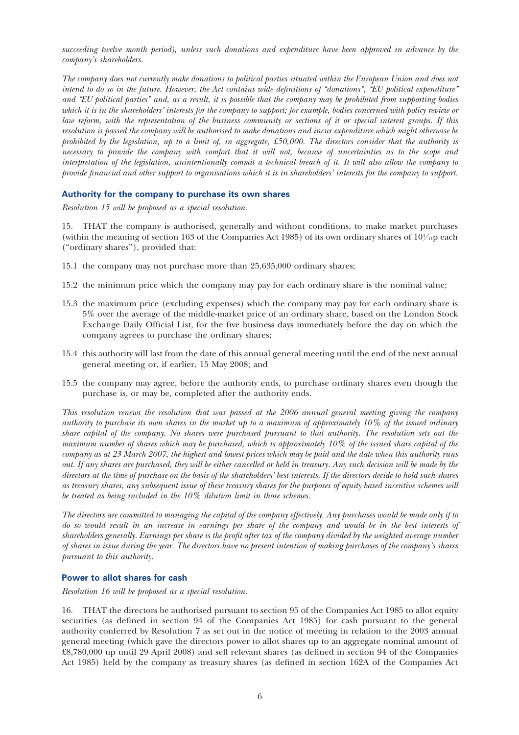*succeeding twelve month period), unless such donations and expenditure have been approved in advance by the company's shareholders.*

*The company does not currently make donations to political parties situated within the European Union and does not intend to do so in the future. However, the Act contains wide definitions of "donations", "EU political expenditure" and "EU political parties" and, as a result, it is possible that the company may be prohibited from supporting bodies which it is in the shareholders' interests for the company to support; for example, bodies concerned with policy review or law reform, with the representation of the business community or sections of it or special interest groups. If this resolution is passed the company will be authorised to make donations and incur expenditure which might otherwise be prohibited by the legislation, up to a limit of, in aggregate, £50,000. The directors consider that the authority is necessary to provide the company with comfort that it will not, because of uncertainties as to the scope and interpretation of the legislation, unintentionally commit a technical breach of it. It will also allow the company to provide financial and other support to organisations which it is in shareholders' interests for the company to support.*

## Authority for the company to purchase its own shares

*Resolution 15 will be proposed as a special resolution.*

15. THAT the company is authorised, generally and without conditions, to make market purchases (within the meaning of section 163 of the Companies Act 1985) of its own ordinary shares of 10$\frac{5}{11}$p each ("ordinary shares"), provided that:

15.1 the company may not purchase more than 25,635,000 ordinary shares;

15.2 the minimum price which the company may pay for each ordinary share is the nominal value;

15.3 the maximum price (excluding expenses) which the company may pay for each ordinary share is 5% over the average of the middle-market price of an ordinary share, based on the London Stock Exchange Daily Official List, for the five business days immediately before the day on which the company agrees to purchase the ordinary shares;

15.4 this authority will last from the date of this annual general meeting until the end of the next annual general meeting or, if earlier, 15 May 2008; and

15.5 the company may agree, before the authority ends, to purchase ordinary shares even though the purchase is, or may be, completed after the authority ends.

*This resolution renews the resolution that was passed at the 2006 annual general meeting giving the company authority to purchase its own shares in the market up to a maximum of approximately 10% of the issued ordinary share capital of the company. No shares were purchased pursuant to that authority. The resolution sets out the maximum number of shares which may be purchased, which is approximately 10% of the issued share capital of the company as at 23 March 2007, the highest and lowest prices which may be paid and the date when this authority runs out. If any shares are purchased, they will be either cancelled or held in treasury. Any such decision will be made by the directors at the time of purchase on the basis of the shareholders' best interests. If the directors decide to hold such shares as treasury shares, any subsequent issue of these treasury shares for the purposes of equity based incentive schemes will be treated as being included in the 10% dilution limit in those schemes.*

*The directors are committed to managing the capital of the company effectively. Any purchases would be made only if to do so would result in an increase in earnings per share of the company and would be in the best interests of shareholders generally. Earnings per share is the profit after tax of the company divided by the weighted average number of shares in issue during the year. The directors have no present intention of making purchases of the company's shares pursuant to this authority.*

## Power to allot shares for cash

*Resolution 16 will be proposed as a special resolution.*

16. THAT the directors be authorised pursuant to section 95 of the Companies Act 1985 to allot equity securities (as defined in section 94 of the Companies Act 1985) for cash pursuant to the general authority conferred by Resolution 7 as set out in the notice of meeting in relation to the 2003 annual general meeting (which gave the directors power to allot shares up to an aggregate nominal amount of £8,780,000 up until 29 April 2008) and sell relevant shares (as defined in section 94 of the Companies Act 1985) held by the company as treasury shares (as defined in section 162A of the Companies Act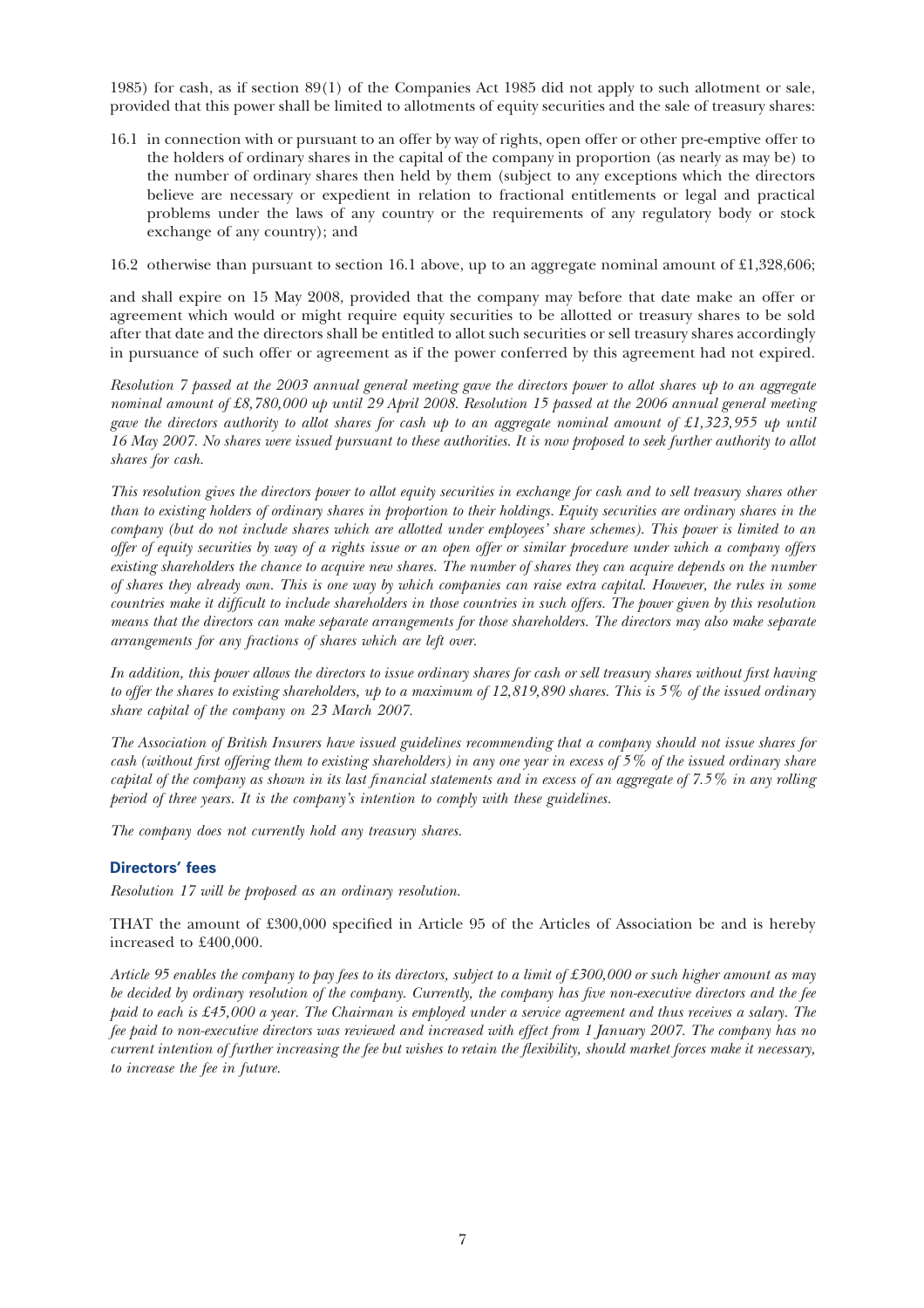1985) for cash, as if section 89(1) of the Companies Act 1985 did not apply to such allotment or sale, provided that this power shall be limited to allotments of equity securities and the sale of treasury shares:

16.1 in connection with or pursuant to an offer by way of rights, open offer or other pre-emptive offer to the holders of ordinary shares in the capital of the company in proportion (as nearly as may be) to the number of ordinary shares then held by them (subject to any exceptions which the directors believe are necessary or expedient in relation to fractional entitlements or legal and practical problems under the laws of any country or the requirements of any regulatory body or stock exchange of any country); and

16.2 otherwise than pursuant to section 16.1 above, up to an aggregate nominal amount of £1,328,606;

and shall expire on 15 May 2008, provided that the company may before that date make an offer or agreement which would or might require equity securities to be allotted or treasury shares to be sold after that date and the directors shall be entitled to allot such securities or sell treasury shares accordingly in pursuance of such offer or agreement as if the power conferred by this agreement had not expired.

*Resolution 7 passed at the 2003 annual general meeting gave the directors power to allot shares up to an aggregate nominal amount of £8,780,000 up until 29 April 2008. Resolution 15 passed at the 2006 annual general meeting gave the directors authority to allot shares for cash up to an aggregate nominal amount of £1,323,955 up until 16 May 2007. No shares were issued pursuant to these authorities. It is now proposed to seek further authority to allot shares for cash.*

*This resolution gives the directors power to allot equity securities in exchange for cash and to sell treasury shares other than to existing holders of ordinary shares in proportion to their holdings. Equity securities are ordinary shares in the company (but do not include shares which are allotted under employees' share schemes). This power is limited to an offer of equity securities by way of a rights issue or an open offer or similar procedure under which a company offers existing shareholders the chance to acquire new shares. The number of shares they can acquire depends on the number of shares they already own. This is one way by which companies can raise extra capital. However, the rules in some countries make it difficult to include shareholders in those countries in such offers. The power given by this resolution means that the directors can make separate arrangements for those shareholders. The directors may also make separate arrangements for any fractions of shares which are left over.*

*In addition, this power allows the directors to issue ordinary shares for cash or sell treasury shares without first having to offer the shares to existing shareholders, up to a maximum of 12,819,890 shares. This is 5% of the issued ordinary share capital of the company on 23 March 2007.*

*The Association of British Insurers have issued guidelines recommending that a company should not issue shares for cash (without first offering them to existing shareholders) in any one year in excess of 5% of the issued ordinary share capital of the company as shown in its last financial statements and in excess of an aggregate of 7.5% in any rolling period of three years. It is the company's intention to comply with these guidelines.*

*The company does not currently hold any treasury shares.*

### Directors' fees

*Resolution 17 will be proposed as an ordinary resolution.*

THAT the amount of £300,000 specified in Article 95 of the Articles of Association be and is hereby increased to £400,000.

*Article 95 enables the company to pay fees to its directors, subject to a limit of £300,000 or such higher amount as may be decided by ordinary resolution of the company. Currently, the company has five non-executive directors and the fee paid to each is £45,000 a year. The Chairman is employed under a service agreement and thus receives a salary. The fee paid to non-executive directors was reviewed and increased with effect from 1 January 2007. The company has no current intention of further increasing the fee but wishes to retain the flexibility, should market forces make it necessary, to increase the fee in future.*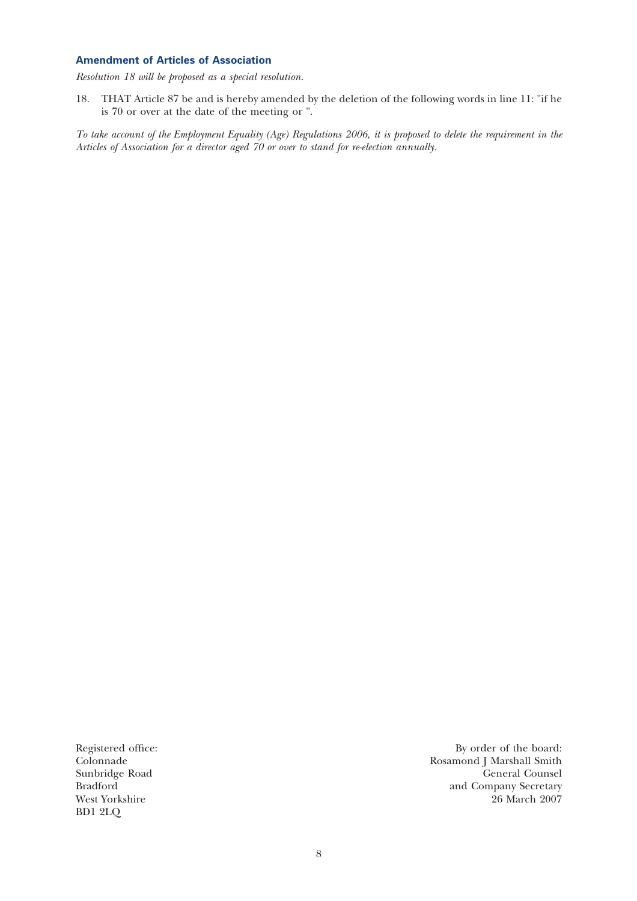## Amendment of Articles of Association

*Resolution 18 will be proposed as a special resolution.*

18. THAT Article 87 be and is hereby amended by the deletion of the following words in line 11: "if he is 70 or over at the date of the meeting or ".

*To take account of the Employment Equality (Age) Regulations 2006, it is proposed to delete the requirement in the Articles of Association for a director aged 70 or over to stand for re-election annually.*

Registered office:
Colonnade
Sunbridge Road
Bradford
West Yorkshire
BD1 2LQ

By order of the board:
Rosamond J Marshall Smith
General Counsel
and Company Secretary
26 March 2007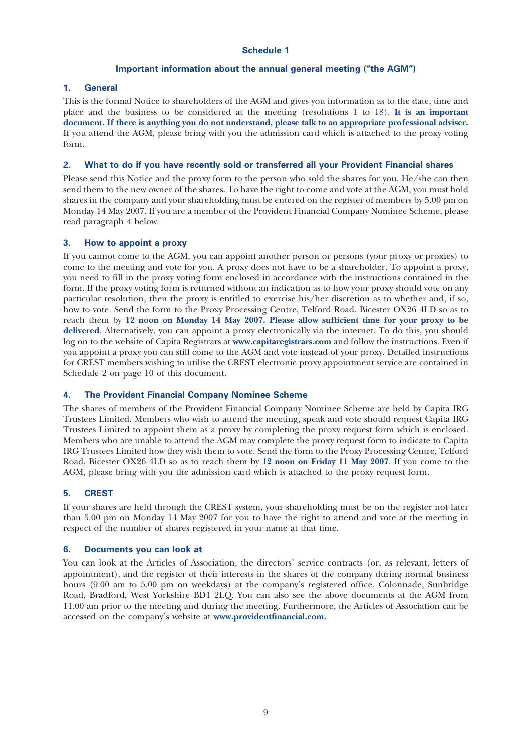## Schedule 1

### Important information about the annual general meeting ("the AGM")

### 1. General

This is the formal Notice to shareholders of the AGM and gives you information as to the date, time and place and the business to be considered at the meeting (resolutions 1 to 18). **It is an important document. If there is anything you do not understand, please talk to an appropriate professional adviser.** If you attend the AGM, please bring with you the admission card which is attached to the proxy voting form.

### 2. What to do if you have recently sold or transferred all your Provident Financial shares

Please send this Notice and the proxy form to the person who sold the shares for you. He/she can then send them to the new owner of the shares. To have the right to come and vote at the AGM, you must hold shares in the company and your shareholding must be entered on the register of members by 5.00 pm on Monday 14 May 2007. If you are a member of the Provident Financial Company Nominee Scheme, please read paragraph 4 below.

### 3. How to appoint a proxy

If you cannot come to the AGM, you can appoint another person or persons (your proxy or proxies) to come to the meeting and vote for you. A proxy does not have to be a shareholder. To appoint a proxy, you need to fill in the proxy voting form enclosed in accordance with the instructions contained in the form. If the proxy voting form is returned without an indication as to how your proxy should vote on any particular resolution, then the proxy is entitled to exercise his/her discretion as to whether and, if so, how to vote. Send the form to the Proxy Processing Centre, Telford Road, Bicester OX26 4LD so as to reach them by **12 noon on Monday 14 May 2007. Please allow sufficient time for your proxy to be delivered**. Alternatively, you can appoint a proxy electronically via the internet. To do this, you should log on to the website of Capita Registrars at **www.capitaregistrars.com** and follow the instructions. Even if you appoint a proxy you can still come to the AGM and vote instead of your proxy. Detailed instructions for CREST members wishing to utilise the CREST electronic proxy appointment service are contained in Schedule 2 on page 10 of this document.

### 4. The Provident Financial Company Nominee Scheme

The shares of members of the Provident Financial Company Nominee Scheme are held by Capita IRG Trustees Limited. Members who wish to attend the meeting, speak and vote should request Capita IRG Trustees Limited to appoint them as a proxy by completing the proxy request form which is enclosed. Members who are unable to attend the AGM may complete the proxy request form to indicate to Capita IRG Trustees Limited how they wish them to vote. Send the form to the Proxy Processing Centre, Telford Road, Bicester OX26 4LD so as to reach them by **12 noon on Friday 11 May 2007**. If you come to the AGM, please bring with you the admission card which is attached to the proxy request form.

### 5. CREST

If your shares are held through the CREST system, your shareholding must be on the register not later than 5.00 pm on Monday 14 May 2007 for you to have the right to attend and vote at the meeting in respect of the number of shares registered in your name at that time.

### 6. Documents you can look at

You can look at the Articles of Association, the directors' service contracts (or, as relevant, letters of appointment), and the register of their interests in the shares of the company during normal business hours (9.00 am to 5.00 pm on weekdays) at the company's registered office, Colonnade, Sunbridge Road, Bradford, West Yorkshire BD1 2LQ. You can also see the above documents at the AGM from 11.00 am prior to the meeting and during the meeting. Furthermore, the Articles of Association can be accessed on the company's website at **www.providentfinancial.com.**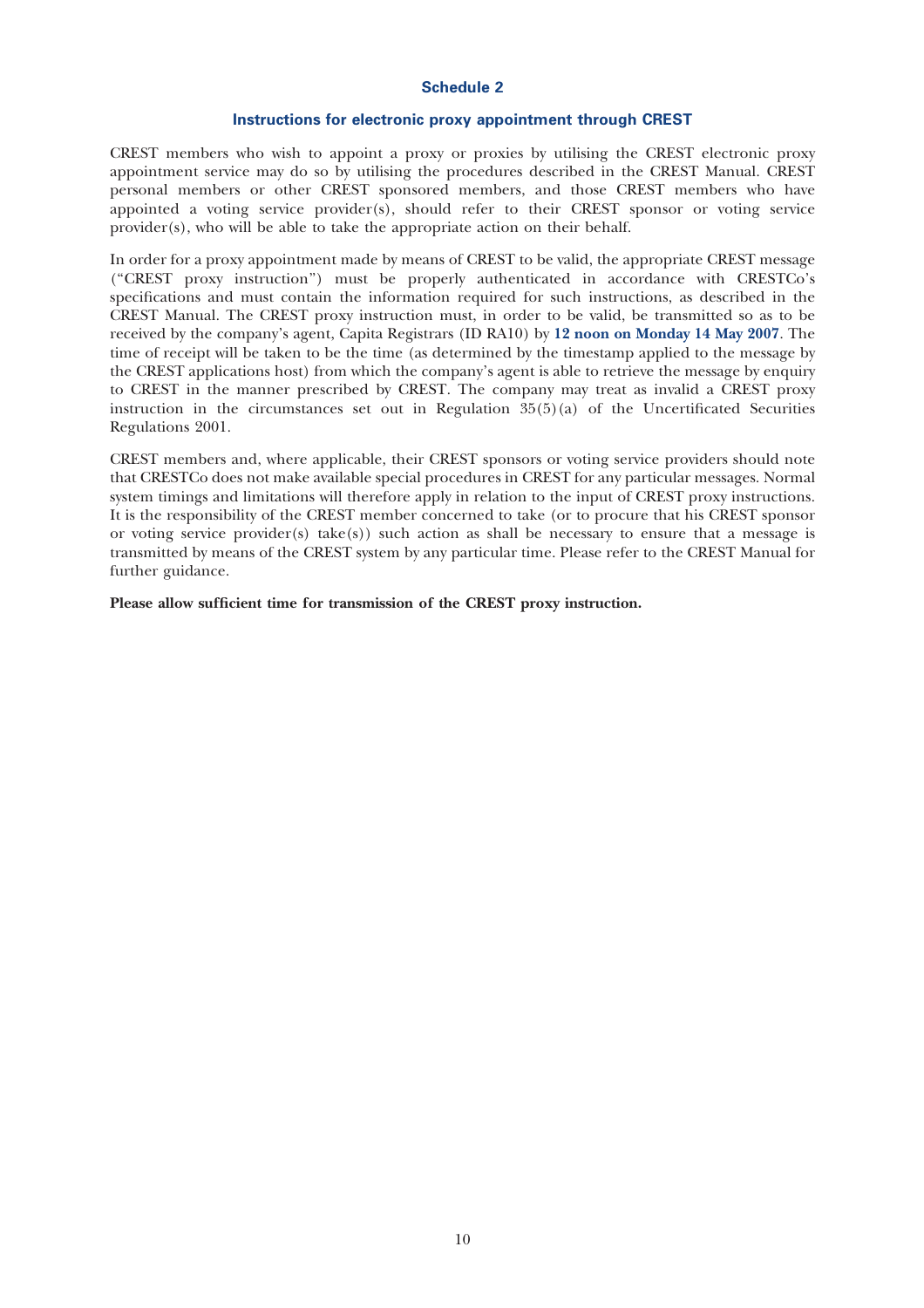## Schedule 2

### Instructions for electronic proxy appointment through CREST

CREST members who wish to appoint a proxy or proxies by utilising the CREST electronic proxy appointment service may do so by utilising the procedures described in the CREST Manual. CREST personal members or other CREST sponsored members, and those CREST members who have appointed a voting service provider(s), should refer to their CREST sponsor or voting service provider(s), who will be able to take the appropriate action on their behalf.

In order for a proxy appointment made by means of CREST to be valid, the appropriate CREST message ("CREST proxy instruction") must be properly authenticated in accordance with CRESTCo's specifications and must contain the information required for such instructions, as described in the CREST Manual. The CREST proxy instruction must, in order to be valid, be transmitted so as to be received by the company's agent, Capita Registrars (ID RA10) by **12 noon on Monday 14 May 2007**. The time of receipt will be taken to be the time (as determined by the timestamp applied to the message by the CREST applications host) from which the company's agent is able to retrieve the message by enquiry to CREST in the manner prescribed by CREST. The company may treat as invalid a CREST proxy instruction in the circumstances set out in Regulation 35(5)(a) of the Uncertificated Securities Regulations 2001.

CREST members and, where applicable, their CREST sponsors or voting service providers should note that CRESTCo does not make available special procedures in CREST for any particular messages. Normal system timings and limitations will therefore apply in relation to the input of CREST proxy instructions. It is the responsibility of the CREST member concerned to take (or to procure that his CREST sponsor or voting service provider(s) take(s)) such action as shall be necessary to ensure that a message is transmitted by means of the CREST system by any particular time. Please refer to the CREST Manual for further guidance.

**Please allow sufficient time for transmission of the CREST proxy instruction.**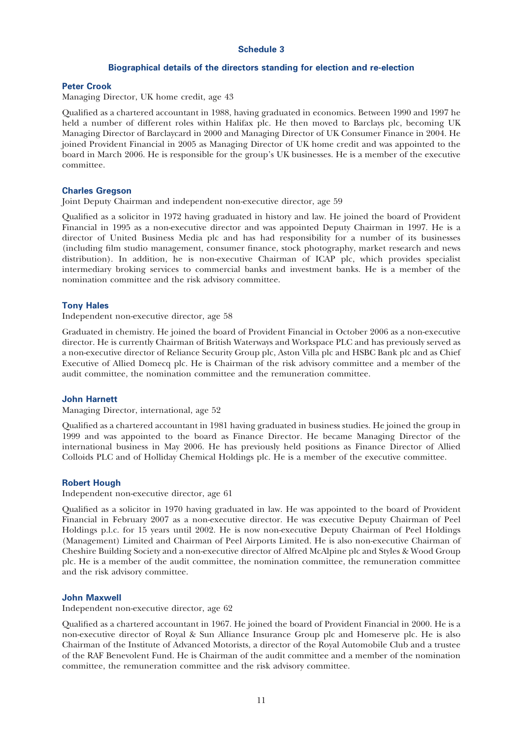## Schedule 3

### Biographical details of the directors standing for election and re-election

**Peter Crook**

Managing Director, UK home credit, age 43

Qualified as a chartered accountant in 1988, having graduated in economics. Between 1990 and 1997 he held a number of different roles within Halifax plc. He then moved to Barclays plc, becoming UK Managing Director of Barclaycard in 2000 and Managing Director of UK Consumer Finance in 2004. He joined Provident Financial in 2005 as Managing Director of UK home credit and was appointed to the board in March 2006. He is responsible for the group's UK businesses. He is a member of the executive committee.

**Charles Gregson**

Joint Deputy Chairman and independent non-executive director, age 59

Qualified as a solicitor in 1972 having graduated in history and law. He joined the board of Provident Financial in 1995 as a non-executive director and was appointed Deputy Chairman in 1997. He is a director of United Business Media plc and has had responsibility for a number of its businesses (including film studio management, consumer finance, stock photography, market research and news distribution). In addition, he is non-executive Chairman of ICAP plc, which provides specialist intermediary broking services to commercial banks and investment banks. He is a member of the nomination committee and the risk advisory committee.

**Tony Hales**

Independent non-executive director, age 58

Graduated in chemistry. He joined the board of Provident Financial in October 2006 as a non-executive director. He is currently Chairman of British Waterways and Workspace PLC and has previously served as a non-executive director of Reliance Security Group plc, Aston Villa plc and HSBC Bank plc and as Chief Executive of Allied Domecq plc. He is Chairman of the risk advisory committee and a member of the audit committee, the nomination committee and the remuneration committee.

**John Harnett**

Managing Director, international, age 52

Qualified as a chartered accountant in 1981 having graduated in business studies. He joined the group in 1999 and was appointed to the board as Finance Director. He became Managing Director of the international business in May 2006. He has previously held positions as Finance Director of Allied Colloids PLC and of Holliday Chemical Holdings plc. He is a member of the executive committee.

**Robert Hough**

Independent non-executive director, age 61

Qualified as a solicitor in 1970 having graduated in law. He was appointed to the board of Provident Financial in February 2007 as a non-executive director. He was executive Deputy Chairman of Peel Holdings p.l.c. for 15 years until 2002. He is now non-executive Deputy Chairman of Peel Holdings (Management) Limited and Chairman of Peel Airports Limited. He is also non-executive Chairman of Cheshire Building Society and a non-executive director of Alfred McAlpine plc and Styles & Wood Group plc. He is a member of the audit committee, the nomination committee, the remuneration committee and the risk advisory committee.

**John Maxwell**

Independent non-executive director, age 62

Qualified as a chartered accountant in 1967. He joined the board of Provident Financial in 2000. He is a non-executive director of Royal & Sun Alliance Insurance Group plc and Homeserve plc. He is also Chairman of the Institute of Advanced Motorists, a director of the Royal Automobile Club and a trustee of the RAF Benevolent Fund. He is Chairman of the audit committee and a member of the nomination committee, the remuneration committee and the risk advisory committee.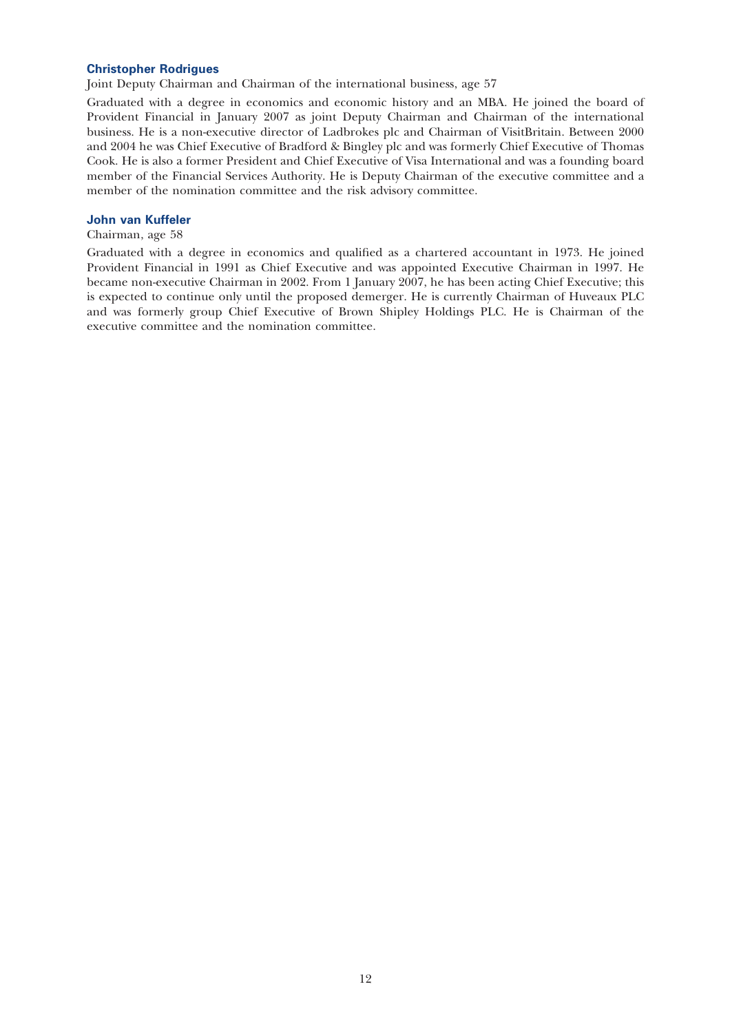### Christopher Rodrigues

Joint Deputy Chairman and Chairman of the international business, age 57

Graduated with a degree in economics and economic history and an MBA. He joined the board of Provident Financial in January 2007 as joint Deputy Chairman and Chairman of the international business. He is a non-executive director of Ladbrokes plc and Chairman of VisitBritain. Between 2000 and 2004 he was Chief Executive of Bradford & Bingley plc and was formerly Chief Executive of Thomas Cook. He is also a former President and Chief Executive of Visa International and was a founding board member of the Financial Services Authority. He is Deputy Chairman of the executive committee and a member of the nomination committee and the risk advisory committee.

### John van Kuffeler

Chairman, age 58

Graduated with a degree in economics and qualified as a chartered accountant in 1973. He joined Provident Financial in 1991 as Chief Executive and was appointed Executive Chairman in 1997. He became non-executive Chairman in 2002. From 1 January 2007, he has been acting Chief Executive; this is expected to continue only until the proposed demerger. He is currently Chairman of Huveaux PLC and was formerly group Chief Executive of Brown Shipley Holdings PLC. He is Chairman of the executive committee and the nomination committee.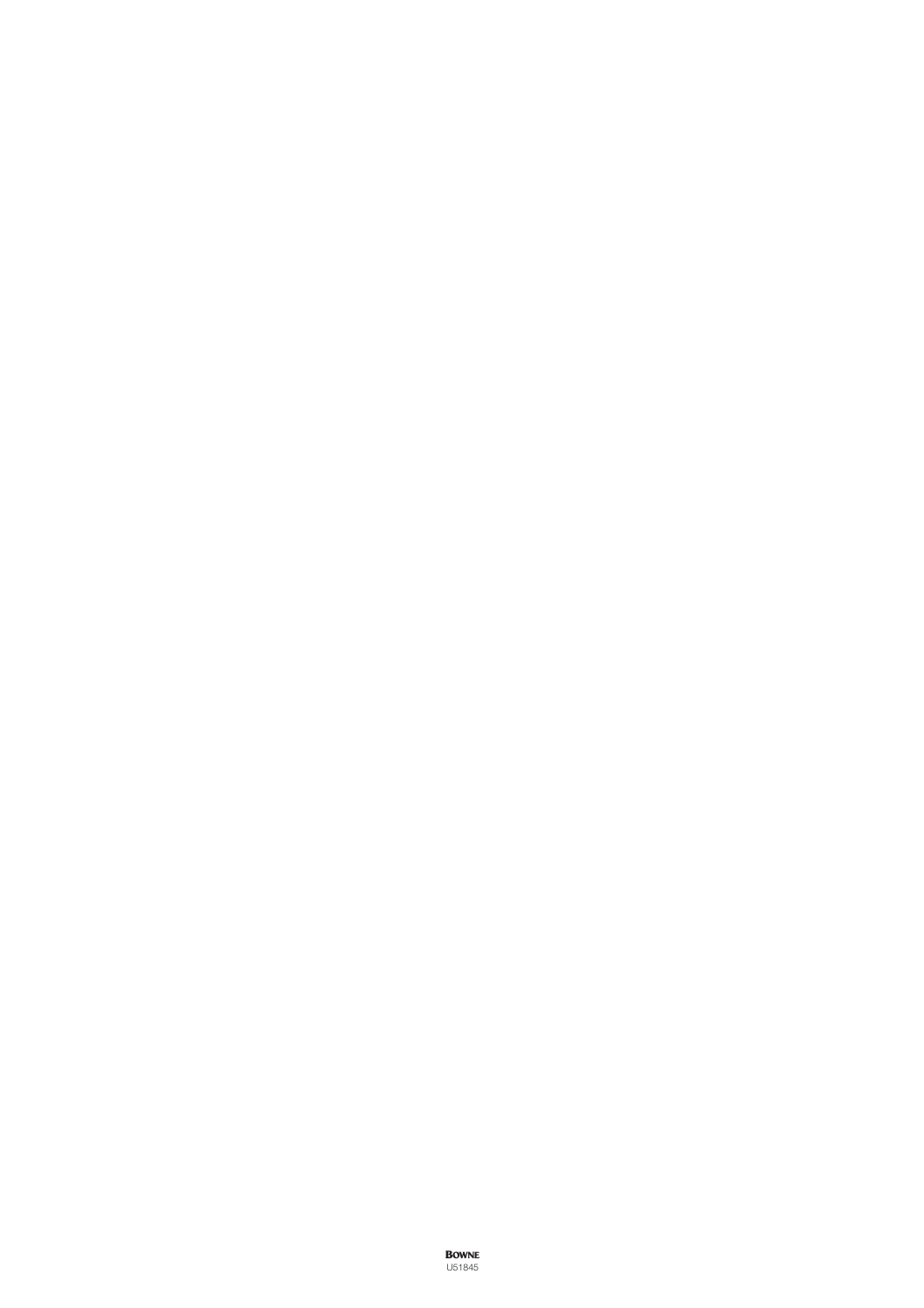BOWNE
U51845